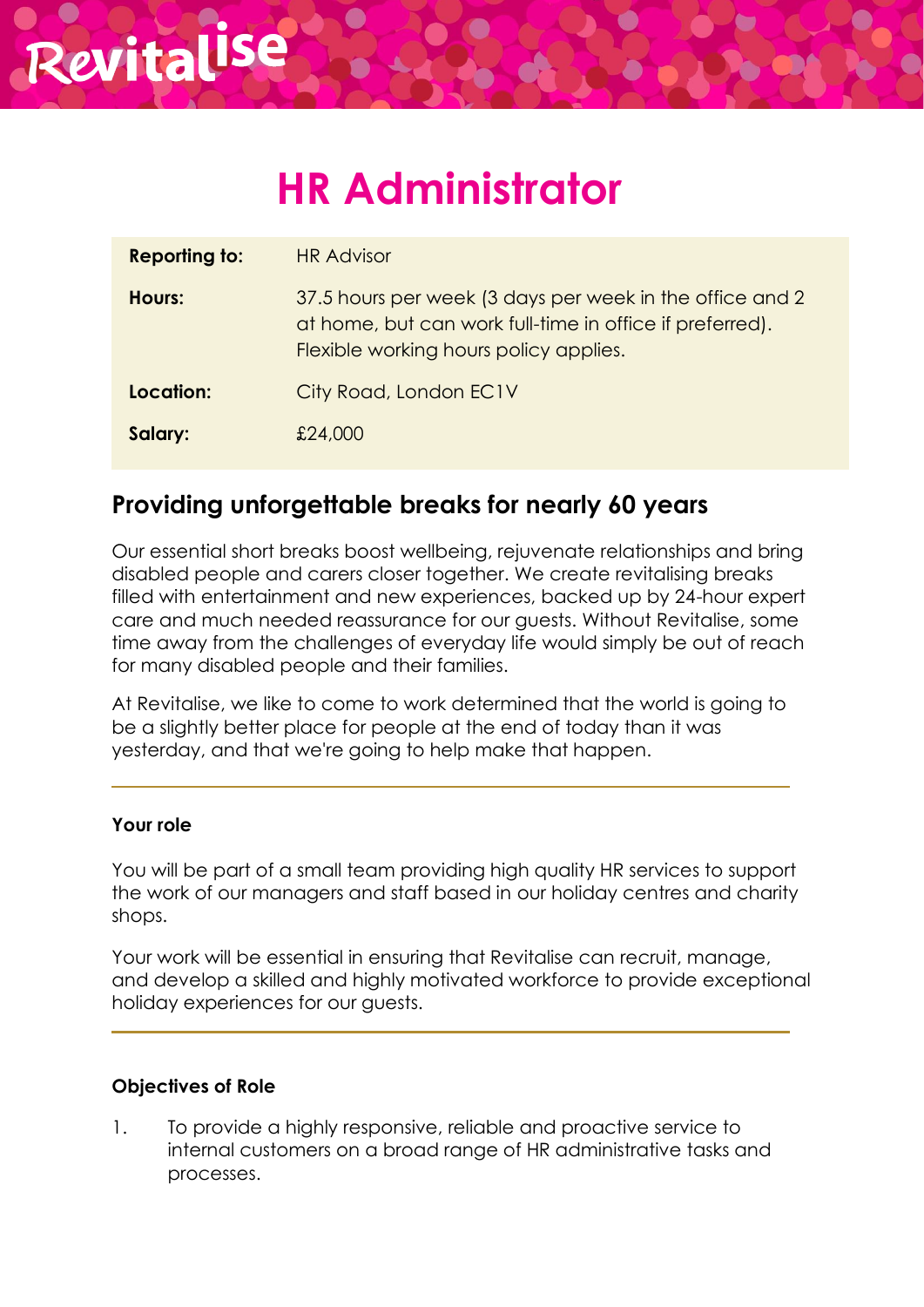Revitalise

# HR Administrator

| | |
|---|---|
| **Reporting to:** | HR Advisor |
| **Hours:** | 37.5 hours per week (3 days per week in the office and 2 at home, but can work full-time in office if preferred). Flexible working hours policy applies. |
| **Location:** | City Road, London EC1V |
| **Salary:** | £24,000 |

## Providing unforgettable breaks for nearly 60 years

Our essential short breaks boost wellbeing, rejuvenate relationships and bring disabled people and carers closer together. We create revitalising breaks filled with entertainment and new experiences, backed up by 24-hour expert care and much needed reassurance for our guests. Without Revitalise, some time away from the challenges of everyday life would simply be out of reach for many disabled people and their families.

At Revitalise, we like to come to work determined that the world is going to be a slightly better place for people at the end of today than it was yesterday, and that we're going to help make that happen.

---

### Your role

You will be part of a small team providing high quality HR services to support the work of our managers and staff based in our holiday centres and charity shops.

Your work will be essential in ensuring that Revitalise can recruit, manage, and develop a skilled and highly motivated workforce to provide exceptional holiday experiences for our guests.

---

### Objectives of Role

1. To provide a highly responsive, reliable and proactive service to internal customers on a broad range of HR administrative tasks and processes.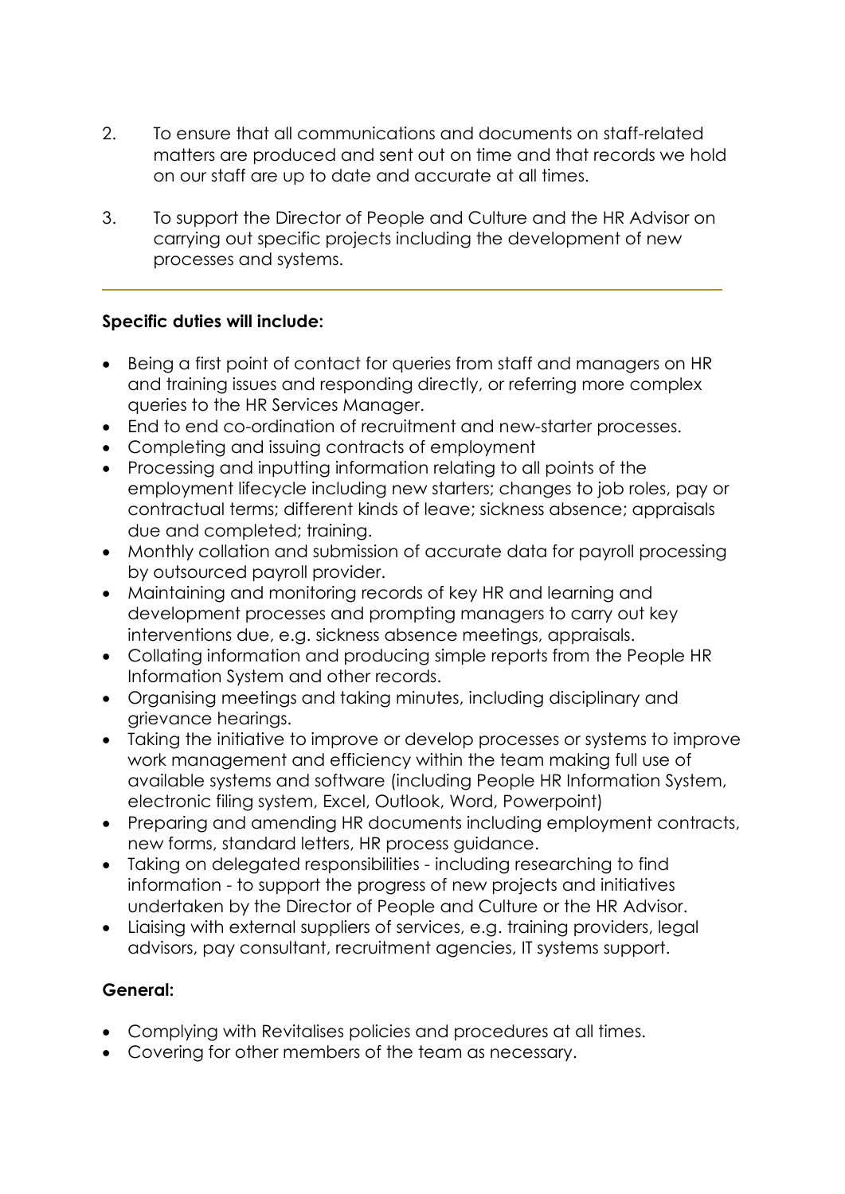2. To ensure that all communications and documents on staff-related matters are produced and sent out on time and that records we hold on our staff are up to date and accurate at all times.

3. To support the Director of People and Culture and the HR Advisor on carrying out specific projects including the development of new processes and systems.

---

**Specific duties will include:**

- Being a first point of contact for queries from staff and managers on HR and training issues and responding directly, or referring more complex queries to the HR Services Manager.
- End to end co-ordination of recruitment and new-starter processes.
- Completing and issuing contracts of employment
- Processing and inputting information relating to all points of the employment lifecycle including new starters; changes to job roles, pay or contractual terms; different kinds of leave; sickness absence; appraisals due and completed; training.
- Monthly collation and submission of accurate data for payroll processing by outsourced payroll provider.
- Maintaining and monitoring records of key HR and learning and development processes and prompting managers to carry out key interventions due, e.g. sickness absence meetings, appraisals.
- Collating information and producing simple reports from the People HR Information System and other records.
- Organising meetings and taking minutes, including disciplinary and grievance hearings.
- Taking the initiative to improve or develop processes or systems to improve work management and efficiency within the team making full use of available systems and software (including People HR Information System, electronic filing system, Excel, Outlook, Word, Powerpoint)
- Preparing and amending HR documents including employment contracts, new forms, standard letters, HR process guidance.
- Taking on delegated responsibilities - including researching to find information - to support the progress of new projects and initiatives undertaken by the Director of People and Culture or the HR Advisor.
- Liaising with external suppliers of services, e.g. training providers, legal advisors, pay consultant, recruitment agencies, IT systems support.

**General:**

- Complying with Revitalises policies and procedures at all times.
- Covering for other members of the team as necessary.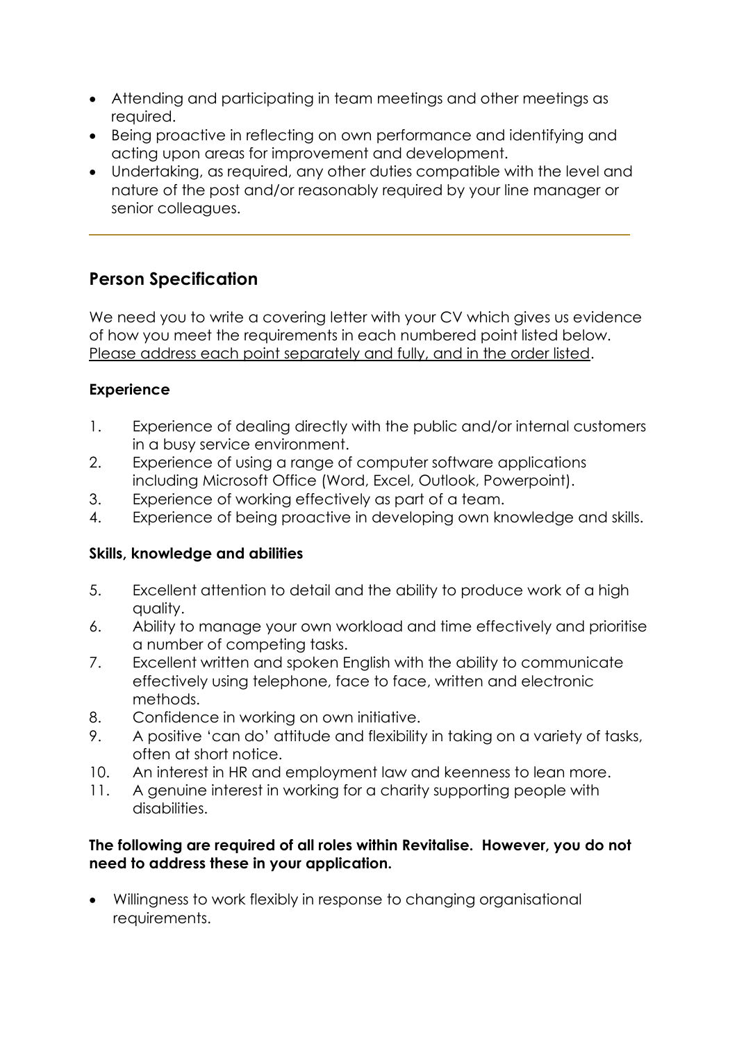- Attending and participating in team meetings and other meetings as required.
- Being proactive in reflecting on own performance and identifying and acting upon areas for improvement and development.
- Undertaking, as required, any other duties compatible with the level and nature of the post and/or reasonably required by your line manager or senior colleagues.

---

## Person Specification

We need you to write a covering letter with your CV which gives us evidence of how you meet the requirements in each numbered point listed below. <u>Please address each point separately and fully, and in the order listed</u>.

### Experience

1. Experience of dealing directly with the public and/or internal customers in a busy service environment.
2. Experience of using a range of computer software applications including Microsoft Office (Word, Excel, Outlook, Powerpoint).
3. Experience of working effectively as part of a team.
4. Experience of being proactive in developing own knowledge and skills.

### Skills, knowledge and abilities

5. Excellent attention to detail and the ability to produce work of a high quality.
6. Ability to manage your own workload and time effectively and prioritise a number of competing tasks.
7. Excellent written and spoken English with the ability to communicate effectively using telephone, face to face, written and electronic methods.
8. Confidence in working on own initiative.
9. A positive 'can do' attitude and flexibility in taking on a variety of tasks, often at short notice.
10. An interest in HR and employment law and keenness to lean more.
11. A genuine interest in working for a charity supporting people with disabilities.

**The following are required of all roles within Revitalise. However, you do not need to address these in your application.**

- Willingness to work flexibly in response to changing organisational requirements.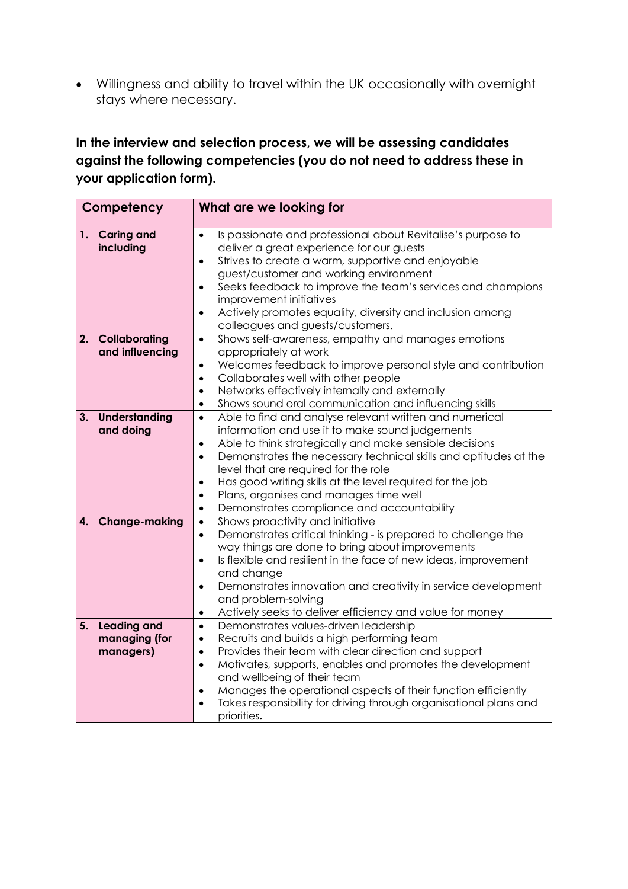- Willingness and ability to travel within the UK occasionally with overnight stays where necessary.

**In the interview and selection process, we will be assessing candidates against the following competencies (you do not need to address these in your application form).**

| Competency | What are we looking for |
|---|---|
| **1. Caring and including** | • Is passionate and professional about Revitalise's purpose to deliver a great experience for our guests<br>• Strives to create a warm, supportive and enjoyable guest/customer and working environment<br>• Seeks feedback to improve the team's services and champions improvement initiatives<br>• Actively promotes equality, diversity and inclusion among colleagues and guests/customers. |
| **2. Collaborating and influencing** | • Shows self-awareness, empathy and manages emotions appropriately at work<br>• Welcomes feedback to improve personal style and contribution<br>• Collaborates well with other people<br>• Networks effectively internally and externally<br>• Shows sound oral communication and influencing skills |
| **3. Understanding and doing** | • Able to find and analyse relevant written and numerical information and use it to make sound judgements<br>• Able to think strategically and make sensible decisions<br>• Demonstrates the necessary technical skills and aptitudes at the level that are required for the role<br>• Has good writing skills at the level required for the job<br>• Plans, organises and manages time well<br>• Demonstrates compliance and accountability |
| **4. Change-making** | • Shows proactivity and initiative<br>• Demonstrates critical thinking - is prepared to challenge the way things are done to bring about improvements<br>• Is flexible and resilient in the face of new ideas, improvement and change<br>• Demonstrates innovation and creativity in service development and problem-solving<br>• Actively seeks to deliver efficiency and value for money |
| **5. Leading and managing (for managers)** | • Demonstrates values-driven leadership<br>• Recruits and builds a high performing team<br>• Provides their team with clear direction and support<br>• Motivates, supports, enables and promotes the development and wellbeing of their team<br>• Manages the operational aspects of their function efficiently<br>• Takes responsibility for driving through organisational plans and priorities**.** |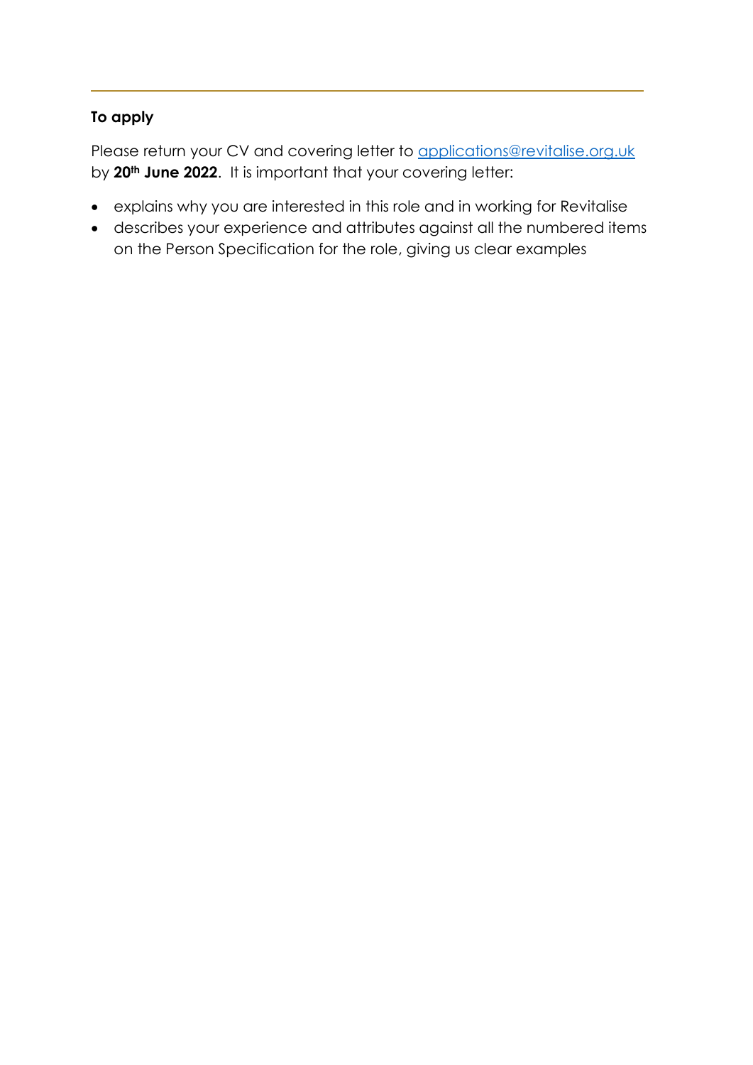---

**To apply**

Please return your CV and covering letter to applications@revitalise.org.uk by **20th June 2022**. It is important that your covering letter:

- explains why you are interested in this role and in working for Revitalise
- describes your experience and attributes against all the numbered items on the Person Specification for the role, giving us clear examples